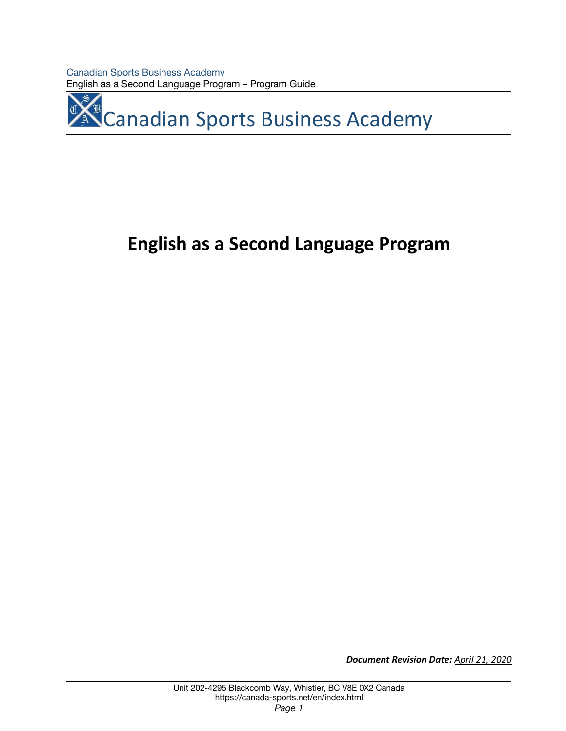# Canadian Sports Business Academy

## English as a Second Language Program

***Document Revision Date:*** *April 21, 2020*

Unit 202-4295 Blackcomb Way, Whistler, BC V8E 0X2 Canada
https://canada-sports.net/en/index.html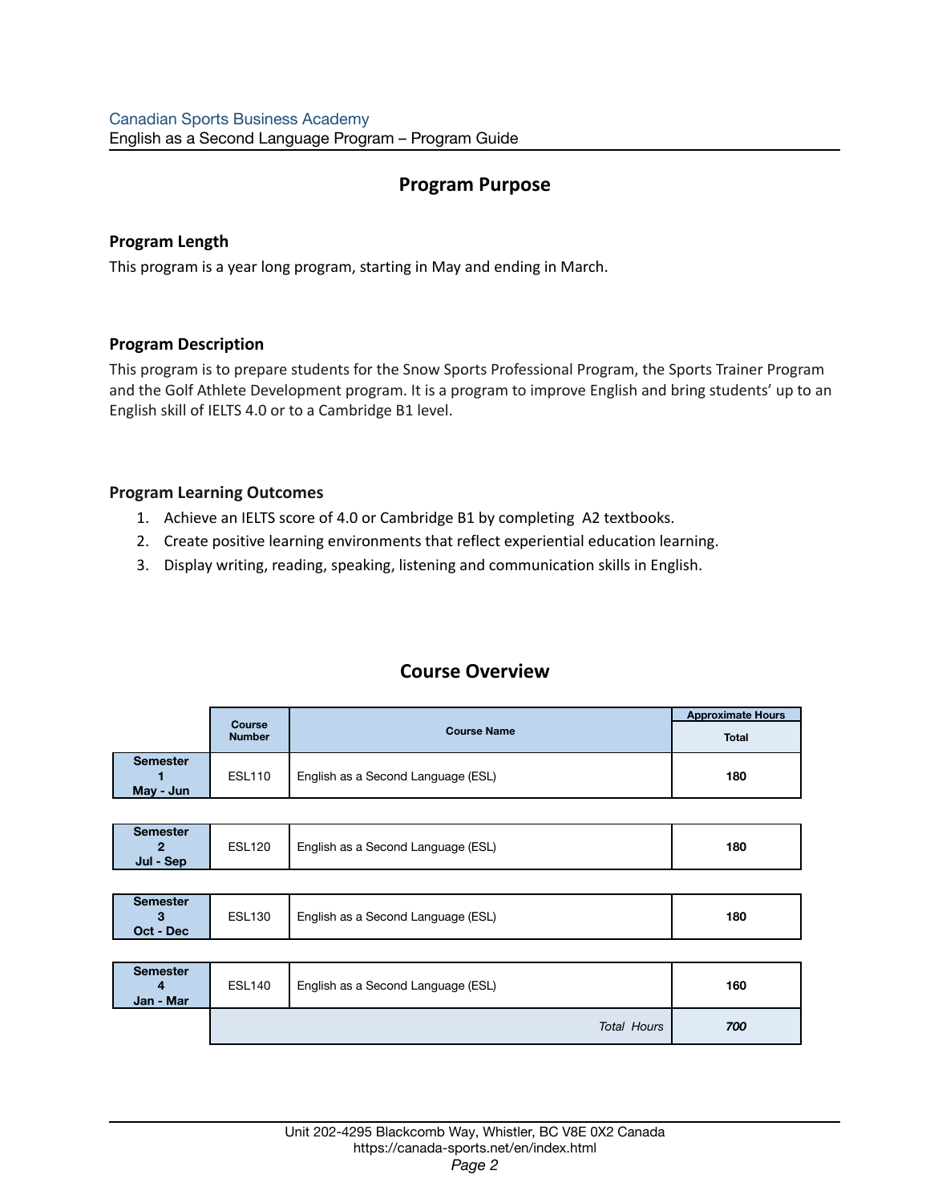## Program Purpose

### Program Length

This program is a year long program, starting in May and ending in March.

### Program Description

This program is to prepare students for the Snow Sports Professional Program, the Sports Trainer Program and the Golf Athlete Development program. It is a program to improve English and bring students' up to an English skill of IELTS 4.0 or to a Cambridge B1 level.

### Program Learning Outcomes

1. Achieve an IELTS score of 4.0 or Cambridge B1 by completing A2 textbooks.
2. Create positive learning environments that reflect experiential education learning.
3. Display writing, reading, speaking, listening and communication skills in English.

## Course Overview

| | Course Number | Course Name | Approximate Hours |
|---|---|---|---|
| | | | Total |
| Semester 1 May - Jun | ESL110 | English as a Second Language (ESL) | **180** |
| Semester 2 Jul - Sep | ESL120 | English as a Second Language (ESL) | **180** |
| Semester 3 Oct - Dec | ESL130 | English as a Second Language (ESL) | **180** |
| Semester 4 Jan - Mar | ESL140 | English as a Second Language (ESL) | **160** |
| | | *Total Hours* | ***700*** |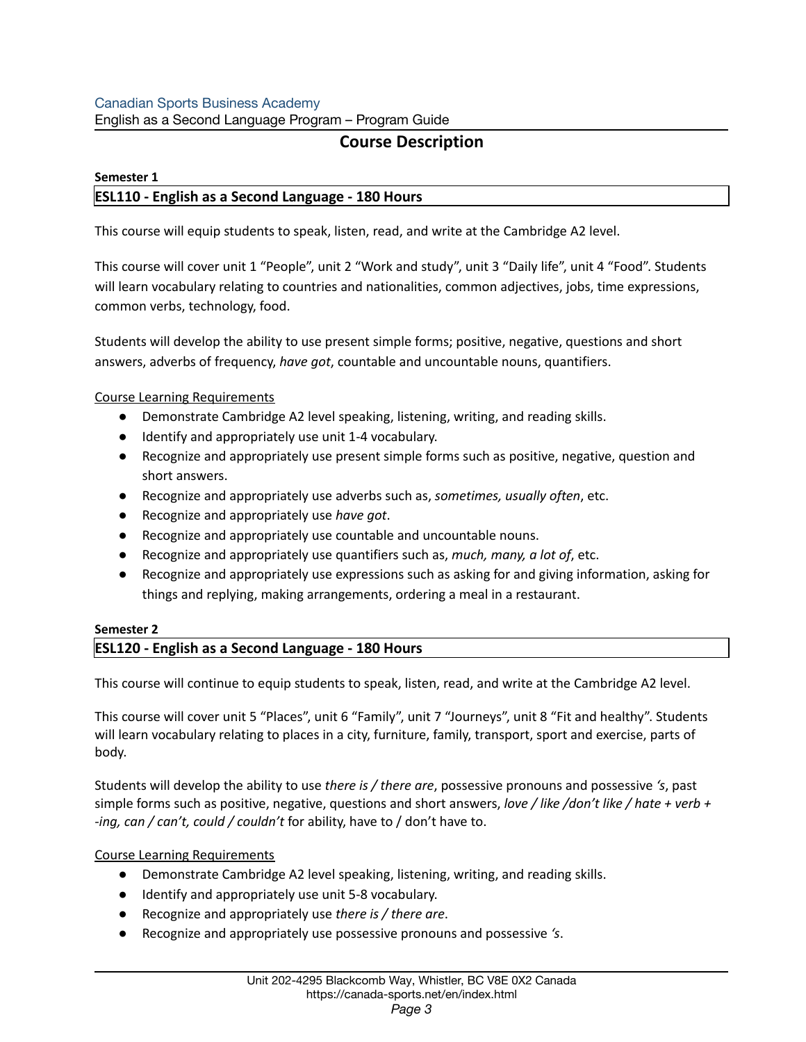## Course Description

**Semester 1**

**ESL110 - English as a Second Language - 180 Hours**

This course will equip students to speak, listen, read, and write at the Cambridge A2 level.

This course will cover unit 1 “People”, unit 2 “Work and study”, unit 3 “Daily life”, unit 4 “Food”. Students will learn vocabulary relating to countries and nationalities, common adjectives, jobs, time expressions, common verbs, technology, food.

Students will develop the ability to use present simple forms; positive, negative, questions and short answers, adverbs of frequency, *have got*, countable and uncountable nouns, quantifiers.

Course Learning Requirements

- Demonstrate Cambridge A2 level speaking, listening, writing, and reading skills.
- Identify and appropriately use unit 1-4 vocabulary.
- Recognize and appropriately use present simple forms such as positive, negative, question and short answers.
- Recognize and appropriately use adverbs such as, *sometimes, usually often*, etc.
- Recognize and appropriately use *have got*.
- Recognize and appropriately use countable and uncountable nouns.
- Recognize and appropriately use quantifiers such as, *much, many, a lot of*, etc.
- Recognize and appropriately use expressions such as asking for and giving information, asking for things and replying, making arrangements, ordering a meal in a restaurant.

**Semester 2**

**ESL120 - English as a Second Language - 180 Hours**

This course will continue to equip students to speak, listen, read, and write at the Cambridge A2 level.

This course will cover unit 5 “Places”, unit 6 “Family”, unit 7 “Journeys”, unit 8 “Fit and healthy”. Students will learn vocabulary relating to places in a city, furniture, family, transport, sport and exercise, parts of body.

Students will develop the ability to use *there is / there are*, possessive pronouns and possessive *‘s*, past simple forms such as positive, negative, questions and short answers, *love / like /don’t like / hate + verb + -ing, can / can’t, could / couldn’t* for ability, have to / don’t have to.

Course Learning Requirements

- Demonstrate Cambridge A2 level speaking, listening, writing, and reading skills.
- Identify and appropriately use unit 5-8 vocabulary.
- Recognize and appropriately use *there is / there are*.
- Recognize and appropriately use possessive pronouns and possessive *‘s*.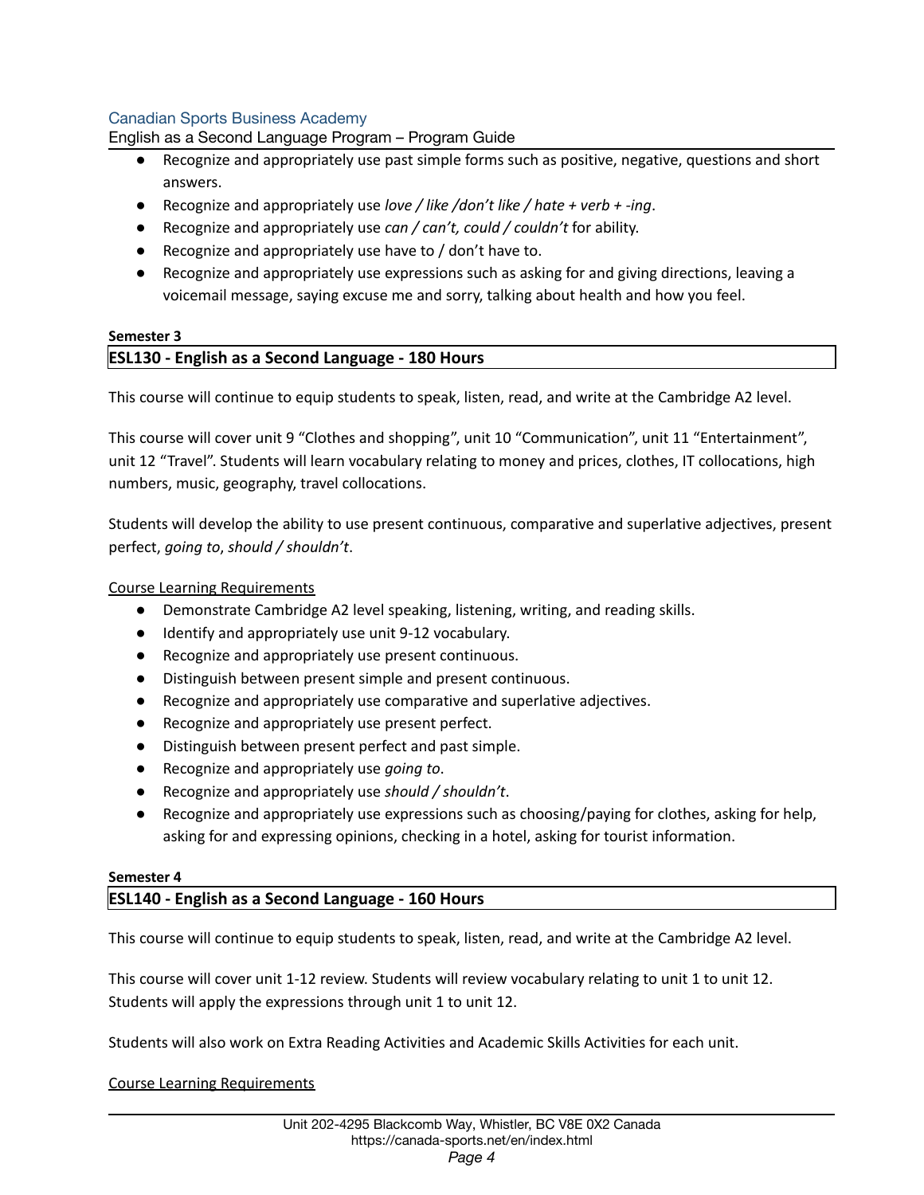- Recognize and appropriately use past simple forms such as positive, negative, questions and short answers.
- Recognize and appropriately use *love / like /don't like / hate + verb + -ing*.
- Recognize and appropriately use *can / can't, could / couldn't* for ability.
- Recognize and appropriately use have to / don't have to.
- Recognize and appropriately use expressions such as asking for and giving directions, leaving a voicemail message, saying excuse me and sorry, talking about health and how you feel.

**Semester 3**

**ESL130 - English as a Second Language - 180 Hours**

This course will continue to equip students to speak, listen, read, and write at the Cambridge A2 level.

This course will cover unit 9 "Clothes and shopping", unit 10 "Communication", unit 11 "Entertainment", unit 12 "Travel". Students will learn vocabulary relating to money and prices, clothes, IT collocations, high numbers, music, geography, travel collocations.

Students will develop the ability to use present continuous, comparative and superlative adjectives, present perfect, *going to*, *should / shouldn't*.

Course Learning Requirements

- Demonstrate Cambridge A2 level speaking, listening, writing, and reading skills.
- Identify and appropriately use unit 9-12 vocabulary.
- Recognize and appropriately use present continuous.
- Distinguish between present simple and present continuous.
- Recognize and appropriately use comparative and superlative adjectives.
- Recognize and appropriately use present perfect.
- Distinguish between present perfect and past simple.
- Recognize and appropriately use *going to*.
- Recognize and appropriately use *should / shouldn't*.
- Recognize and appropriately use expressions such as choosing/paying for clothes, asking for help, asking for and expressing opinions, checking in a hotel, asking for tourist information.

**Semester 4**

**ESL140 - English as a Second Language - 160 Hours**

This course will continue to equip students to speak, listen, read, and write at the Cambridge A2 level.

This course will cover unit 1-12 review. Students will review vocabulary relating to unit 1 to unit 12. Students will apply the expressions through unit 1 to unit 12.

Students will also work on Extra Reading Activities and Academic Skills Activities for each unit.

Course Learning Requirements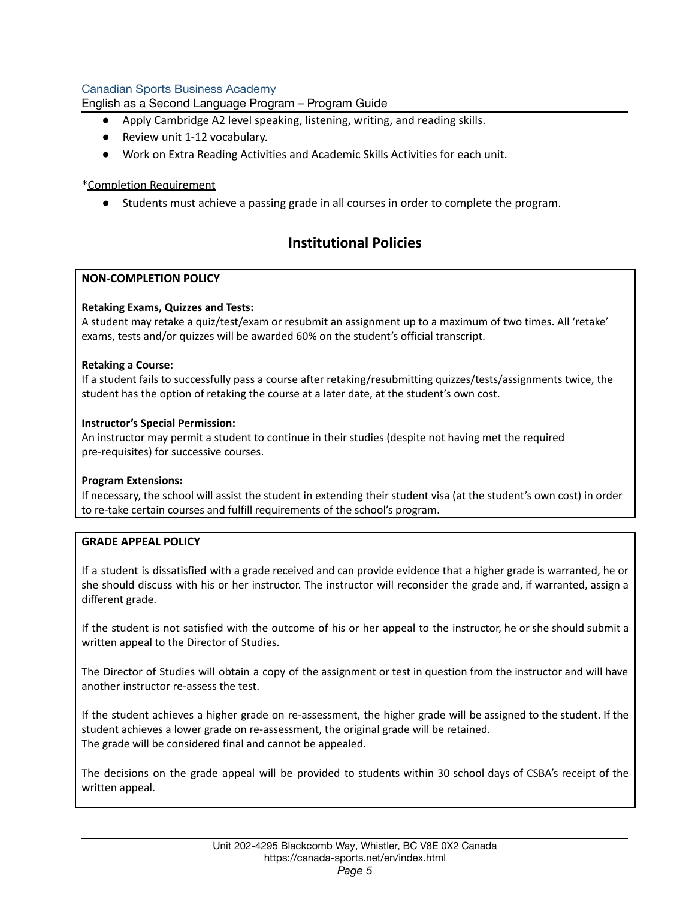- Apply Cambridge A2 level speaking, listening, writing, and reading skills.
- Review unit 1-12 vocabulary.
- Work on Extra Reading Activities and Academic Skills Activities for each unit.

*Completion Requirement

- Students must achieve a passing grade in all courses in order to complete the program.

## Institutional Policies

### NON-COMPLETION POLICY

**Retaking Exams, Quizzes and Tests:**
A student may retake a quiz/test/exam or resubmit an assignment up to a maximum of two times. All 'retake' exams, tests and/or quizzes will be awarded 60% on the student's official transcript.

**Retaking a Course:**
If a student fails to successfully pass a course after retaking/resubmitting quizzes/tests/assignments twice, the student has the option of retaking the course at a later date, at the student's own cost.

**Instructor's Special Permission:**
An instructor may permit a student to continue in their studies (despite not having met the required pre-requisites) for successive courses.

**Program Extensions:**
If necessary, the school will assist the student in extending their student visa (at the student's own cost) in order to re-take certain courses and fulfill requirements of the school's program.

### GRADE APPEAL POLICY

If a student is dissatisfied with a grade received and can provide evidence that a higher grade is warranted, he or she should discuss with his or her instructor. The instructor will reconsider the grade and, if warranted, assign a different grade.

If the student is not satisfied with the outcome of his or her appeal to the instructor, he or she should submit a written appeal to the Director of Studies.

The Director of Studies will obtain a copy of the assignment or test in question from the instructor and will have another instructor re-assess the test.

If the student achieves a higher grade on re-assessment, the higher grade will be assigned to the student. If the student achieves a lower grade on re-assessment, the original grade will be retained.
The grade will be considered final and cannot be appealed.

The decisions on the grade appeal will be provided to students within 30 school days of CSBA's receipt of the written appeal.